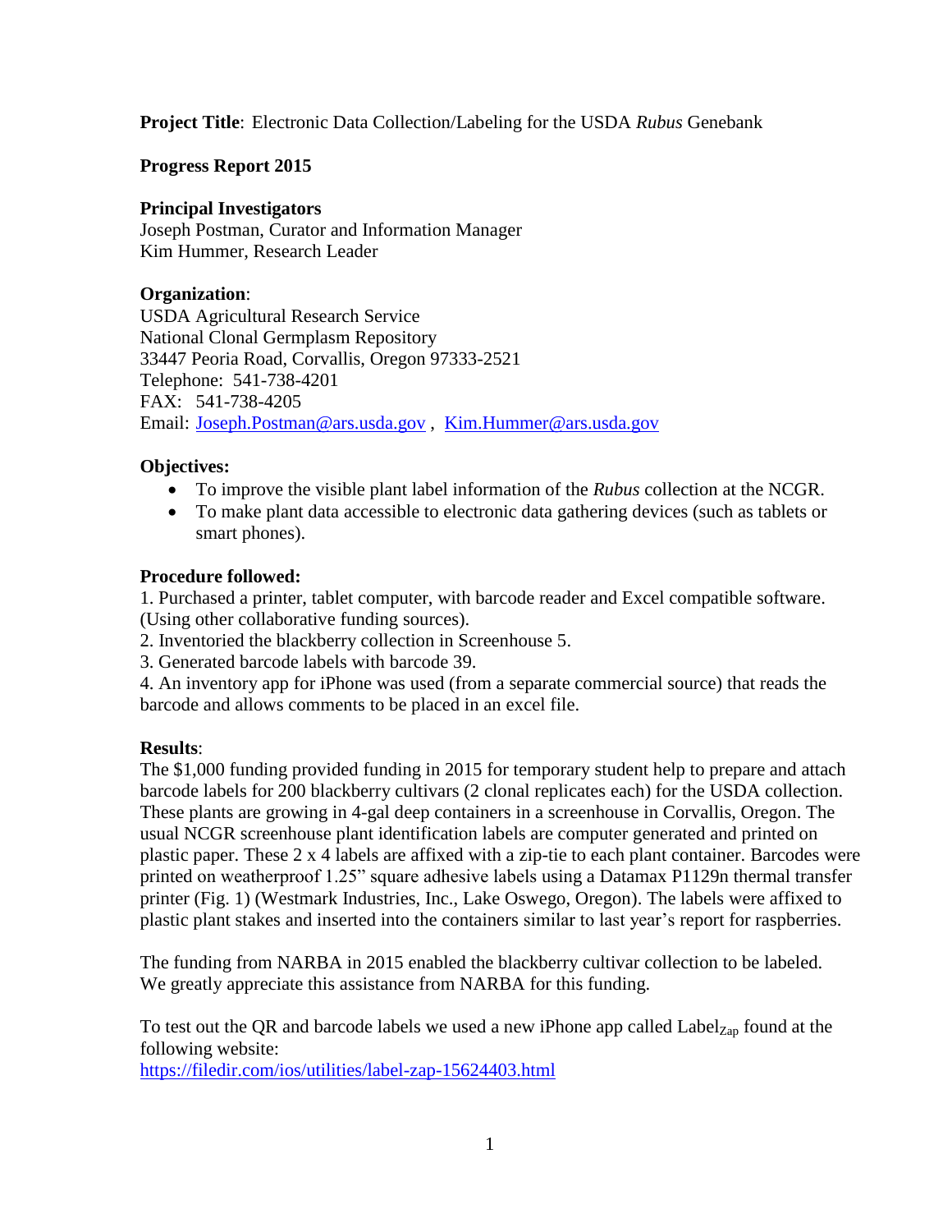**Project Title**: Electronic Data Collection/Labeling for the USDA *Rubus* Genebank

**Progress Report 2015**

**Principal Investigators**

Joseph Postman, Curator and Information Manager
Kim Hummer, Research Leader

**Organization**:

USDA Agricultural Research Service
National Clonal Germplasm Repository
33447 Peoria Road, Corvallis, Oregon 97333-2521
Telephone: 541-738-4201
FAX: 541-738-4205
Email: Joseph.Postman@ars.usda.gov , Kim.Hummer@ars.usda.gov

**Objectives:**

- To improve the visible plant label information of the *Rubus* collection at the NCGR.
- To make plant data accessible to electronic data gathering devices (such as tablets or smart phones).

**Procedure followed:**

1. Purchased a printer, tablet computer, with barcode reader and Excel compatible software. (Using other collaborative funding sources).
2. Inventoried the blackberry collection in Screenhouse 5.
3. Generated barcode labels with barcode 39.
4. An inventory app for iPhone was used (from a separate commercial source) that reads the barcode and allows comments to be placed in an excel file.

**Results**:

The $1,000 funding provided funding in 2015 for temporary student help to prepare and attach barcode labels for 200 blackberry cultivars (2 clonal replicates each) for the USDA collection. These plants are growing in 4-gal deep containers in a screenhouse in Corvallis, Oregon. The usual NCGR screenhouse plant identification labels are computer generated and printed on plastic paper. These 2 x 4 labels are affixed with a zip-tie to each plant container. Barcodes were printed on weatherproof 1.25" square adhesive labels using a Datamax P1129n thermal transfer printer (Fig. 1) (Westmark Industries, Inc., Lake Oswego, Oregon). The labels were affixed to plastic plant stakes and inserted into the containers similar to last year's report for raspberries.

The funding from NARBA in 2015 enabled the blackberry cultivar collection to be labeled. We greatly appreciate this assistance from NARBA for this funding.

To test out the QR and barcode labels we used a new iPhone app called $\text{Label}_{\text{Zap}}$ found at the following website:
https://filedir.com/ios/utilities/label-zap-15624403.html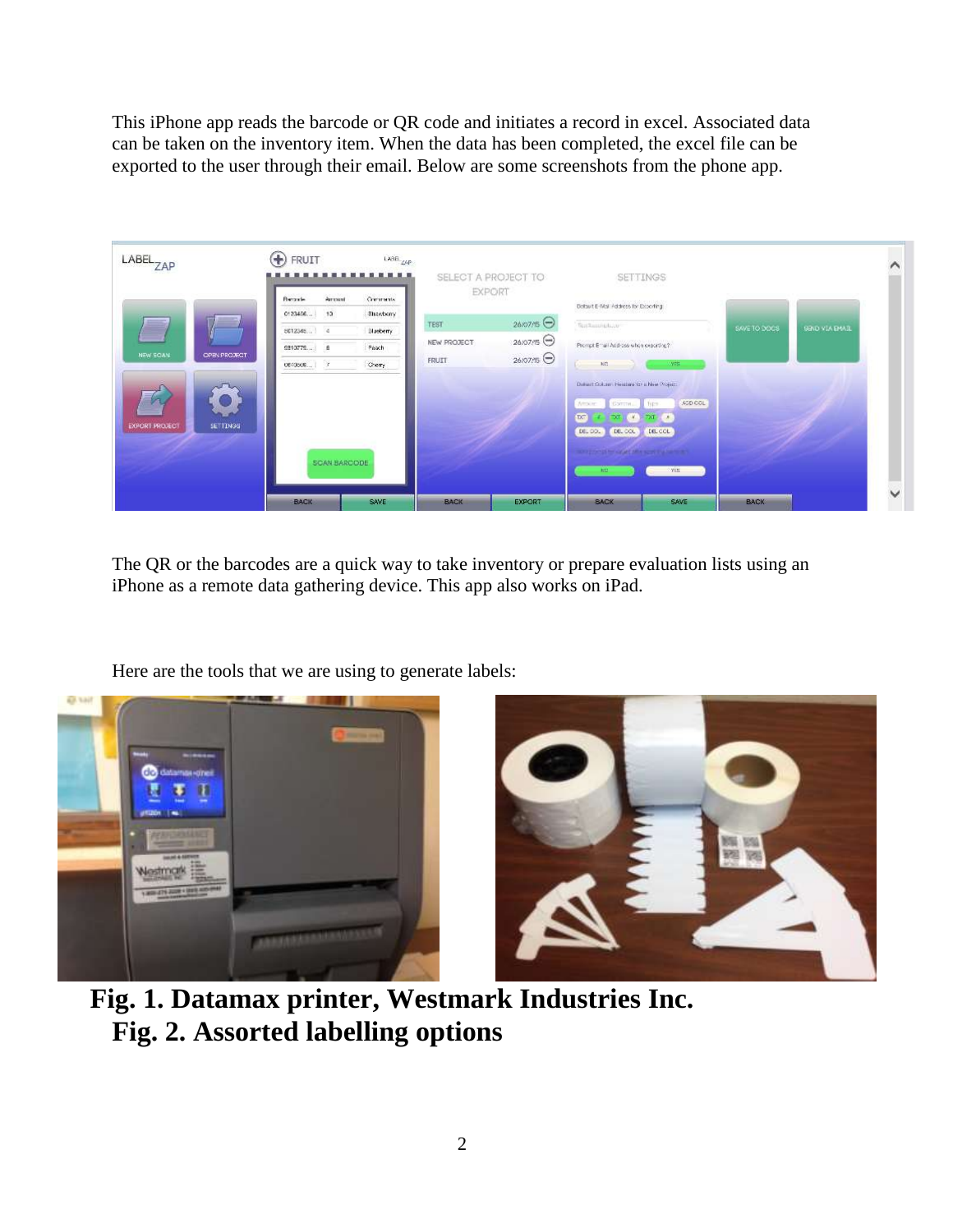This iPhone app reads the barcode or QR code and initiates a record in excel. Associated data can be taken on the inventory item. When the data has been completed, the excel file can be exported to the user through their email. Below are some screenshots from the phone app.

The QR or the barcodes are a quick way to take inventory or prepare evaluation lists using an iPhone as a remote data gathering device. This app also works on iPad.

Here are the tools that we are using to generate labels:

**Fig. 1. Datamax printer, Westmark Industries Inc.**

**Fig. 2. Assorted labelling options**